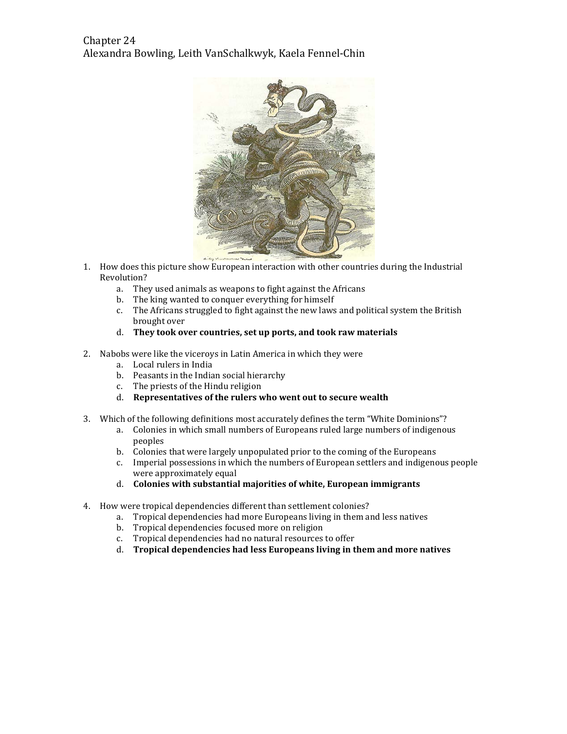Chapter 24
Alexandra Bowling, Leith VanSchalkwyk, Kaela Fennel-Chin

1. How does this picture show European interaction with other countries during the Industrial Revolution?
    a. They used animals as weapons to fight against the Africans
    b. The king wanted to conquer everything for himself
    c. The Africans struggled to fight against the new laws and political system the British brought over
    d. **They took over countries, set up ports, and took raw materials**

2. Nabobs were like the viceroys in Latin America in which they were
    a. Local rulers in India
    b. Peasants in the Indian social hierarchy
    c. The priests of the Hindu religion
    d. **Representatives of the rulers who went out to secure wealth**

3. Which of the following definitions most accurately defines the term "White Dominions"?
    a. Colonies in which small numbers of Europeans ruled large numbers of indigenous peoples
    b. Colonies that were largely unpopulated prior to the coming of the Europeans
    c. Imperial possessions in which the numbers of European settlers and indigenous people were approximately equal
    d. **Colonies with substantial majorities of white, European immigrants**

4. How were tropical dependencies different than settlement colonies?
    a. Tropical dependencies had more Europeans living in them and less natives
    b. Tropical dependencies focused more on religion
    c. Tropical dependencies had no natural resources to offer
    d. **Tropical dependencies had less Europeans living in them and more natives**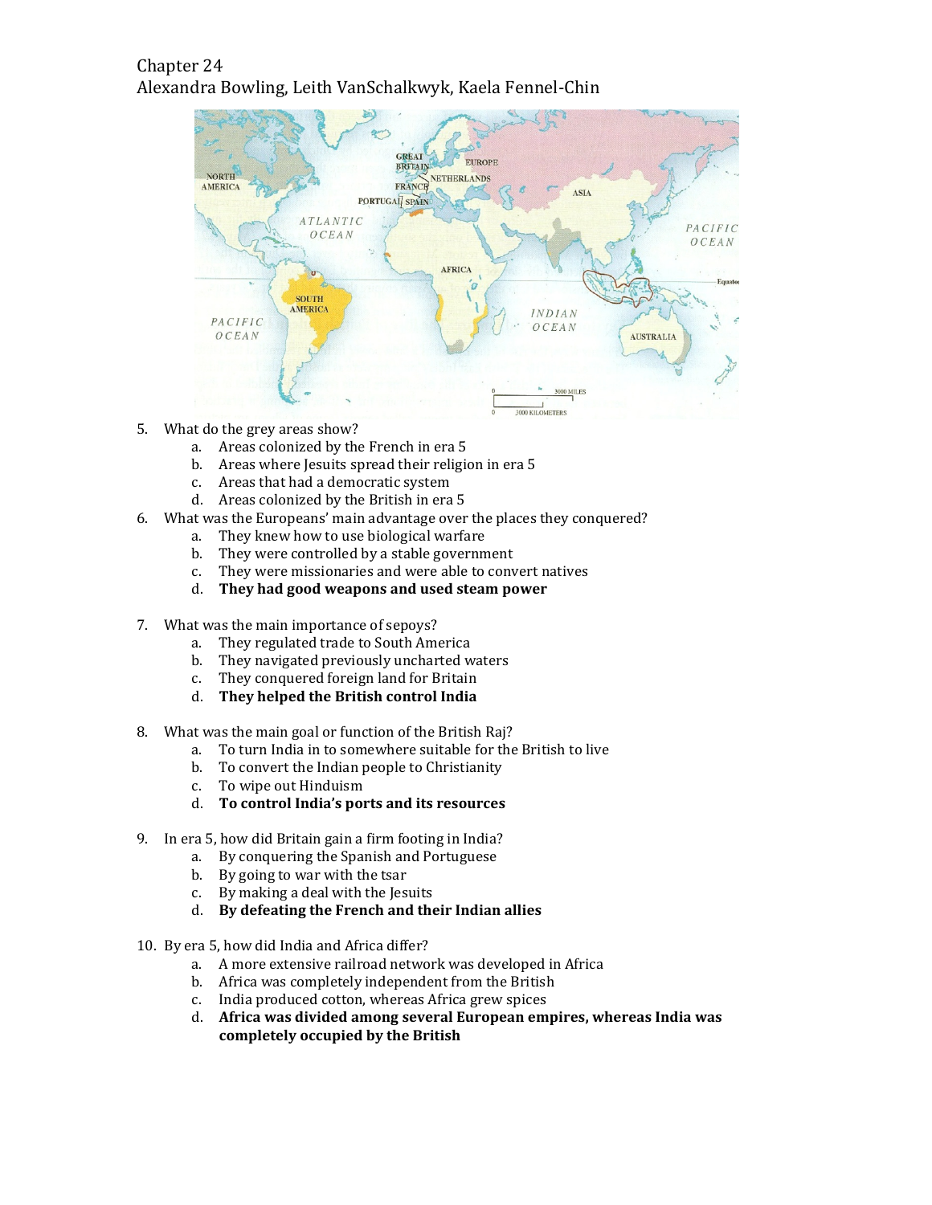Chapter 24
Alexandra Bowling, Leith VanSchalkwyk, Kaela Fennel-Chin

5. What do the grey areas show?
   a. Areas colonized by the French in era 5
   b. Areas where Jesuits spread their religion in era 5
   c. Areas that had a democratic system
   d. Areas colonized by the British in era 5

6. What was the Europeans' main advantage over the places they conquered?
   a. They knew how to use biological warfare
   b. They were controlled by a stable government
   c. They were missionaries and were able to convert natives
   d. **They had good weapons and used steam power**

7. What was the main importance of sepoys?
   a. They regulated trade to South America
   b. They navigated previously uncharted waters
   c. They conquered foreign land for Britain
   d. **They helped the British control India**

8. What was the main goal or function of the British Raj?
   a. To turn India in to somewhere suitable for the British to live
   b. To convert the Indian people to Christianity
   c. To wipe out Hinduism
   d. **To control India's ports and its resources**

9. In era 5, how did Britain gain a firm footing in India?
   a. By conquering the Spanish and Portuguese
   b. By going to war with the tsar
   c. By making a deal with the Jesuits
   d. **By defeating the French and their Indian allies**

10. By era 5, how did India and Africa differ?
    a. A more extensive railroad network was developed in Africa
    b. Africa was completely independent from the British
    c. India produced cotton, whereas Africa grew spices
    d. **Africa was divided among several European empires, whereas India was completely occupied by the British**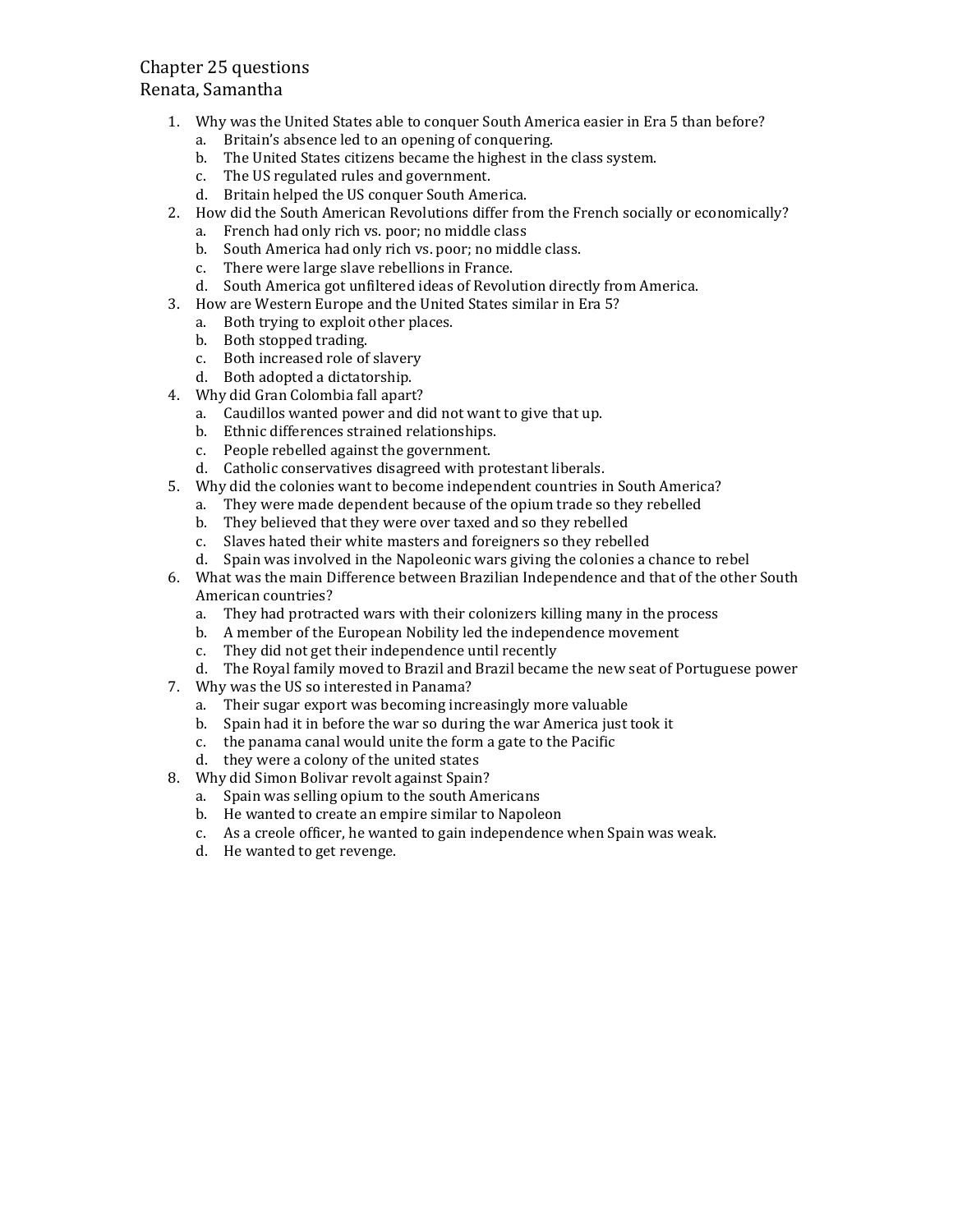Chapter 25 questions
Renata, Samantha

1. Why was the United States able to conquer South America easier in Era 5 than before?
   a. Britain's absence led to an opening of conquering.
   b. The United States citizens became the highest in the class system.
   c. The US regulated rules and government.
   d. Britain helped the US conquer South America.
2. How did the South American Revolutions differ from the French socially or economically?
   a. French had only rich vs. poor; no middle class
   b. South America had only rich vs. poor; no middle class.
   c. There were large slave rebellions in France.
   d. South America got unfiltered ideas of Revolution directly from America.
3. How are Western Europe and the United States similar in Era 5?
   a. Both trying to exploit other places.
   b. Both stopped trading.
   c. Both increased role of slavery
   d. Both adopted a dictatorship.
4. Why did Gran Colombia fall apart?
   a. Caudillos wanted power and did not want to give that up.
   b. Ethnic differences strained relationships.
   c. People rebelled against the government.
   d. Catholic conservatives disagreed with protestant liberals.
5. Why did the colonies want to become independent countries in South America?
   a. They were made dependent because of the opium trade so they rebelled
   b. They believed that they were over taxed and so they rebelled
   c. Slaves hated their white masters and foreigners so they rebelled
   d. Spain was involved in the Napoleonic wars giving the colonies a chance to rebel
6. What was the main Difference between Brazilian Independence and that of the other South American countries?
   a. They had protracted wars with their colonizers killing many in the process
   b. A member of the European Nobility led the independence movement
   c. They did not get their independence until recently
   d. The Royal family moved to Brazil and Brazil became the new seat of Portuguese power
7. Why was the US so interested in Panama?
   a. Their sugar export was becoming increasingly more valuable
   b. Spain had it in before the war so during the war America just took it
   c. the panama canal would unite the form a gate to the Pacific
   d. they were a colony of the united states
8. Why did Simon Bolivar revolt against Spain?
   a. Spain was selling opium to the south Americans
   b. He wanted to create an empire similar to Napoleon
   c. As a creole officer, he wanted to gain independence when Spain was weak.
   d. He wanted to get revenge.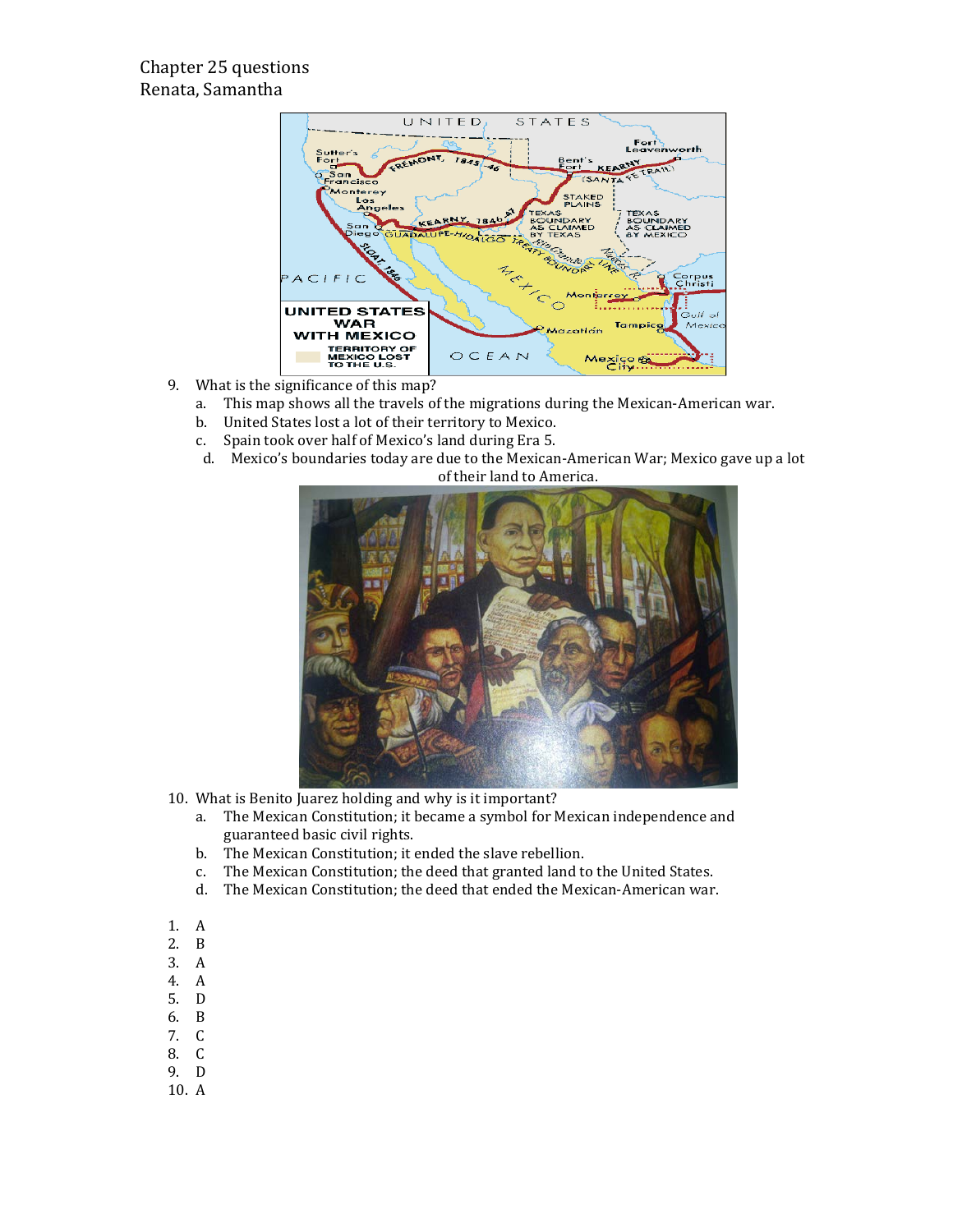Chapter 25 questions
Renata, Samantha

9. What is the significance of this map?
   a. This map shows all the travels of the migrations during the Mexican-American war.
   b. United States lost a lot of their territory to Mexico.
   c. Spain took over half of Mexico's land during Era 5.
   d. Mexico's boundaries today are due to the Mexican-American War; Mexico gave up a lot of their land to America.

10. What is Benito Juarez holding and why is it important?
    a. The Mexican Constitution; it became a symbol for Mexican independence and guaranteed basic civil rights.
    b. The Mexican Constitution; it ended the slave rebellion.
    c. The Mexican Constitution; the deed that granted land to the United States.
    d. The Mexican Constitution; the deed that ended the Mexican-American war.

1. A
2. B
3. A
4. A
5. D
6. B
7. C
8. C
9. D
10. A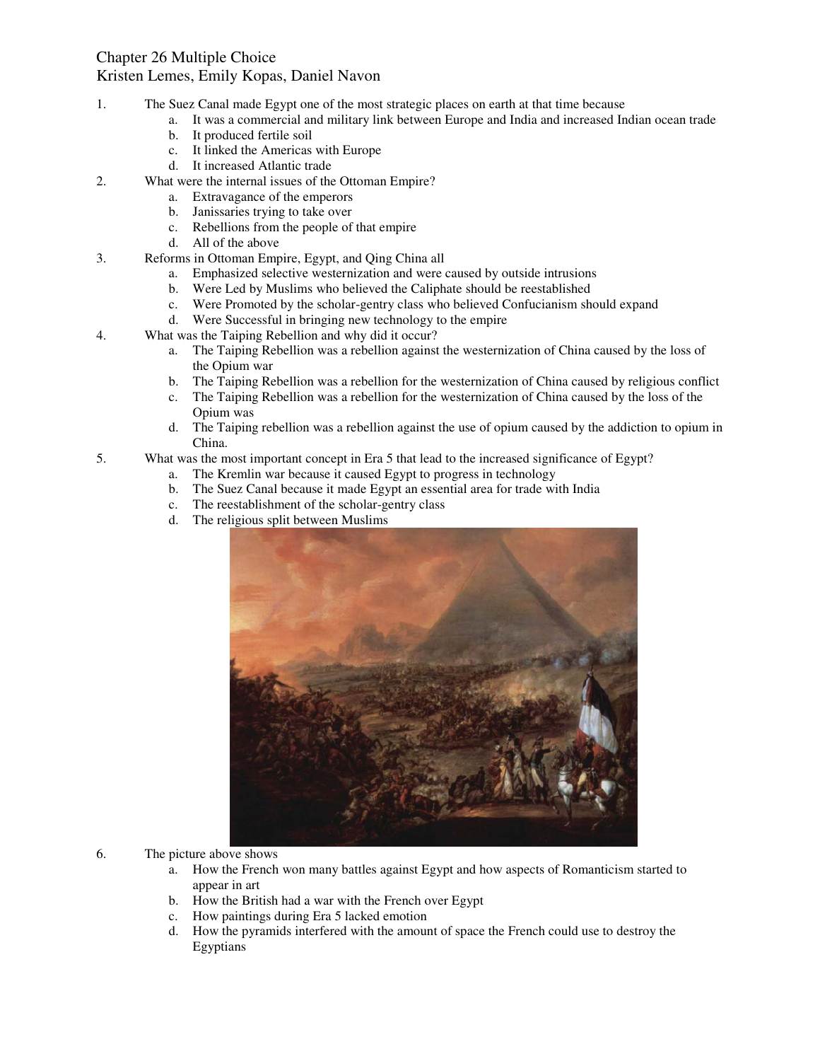Chapter 26 Multiple Choice
Kristen Lemes, Emily Kopas, Daniel Navon

1. The Suez Canal made Egypt one of the most strategic places on earth at that time because
   a. It was a commercial and military link between Europe and India and increased Indian ocean trade
   b. It produced fertile soil
   c. It linked the Americas with Europe
   d. It increased Atlantic trade
2. What were the internal issues of the Ottoman Empire?
   a. Extravagance of the emperors
   b. Janissaries trying to take over
   c. Rebellions from the people of that empire
   d. All of the above
3. Reforms in Ottoman Empire, Egypt, and Qing China all
   a. Emphasized selective westernization and were caused by outside intrusions
   b. Were Led by Muslims who believed the Caliphate should be reestablished
   c. Were Promoted by the scholar-gentry class who believed Confucianism should expand
   d. Were Successful in bringing new technology to the empire
4. What was the Taiping Rebellion and why did it occur?
   a. The Taiping Rebellion was a rebellion against the westernization of China caused by the loss of the Opium war
   b. The Taiping Rebellion was a rebellion for the westernization of China caused by religious conflict
   c. The Taiping Rebellion was a rebellion for the westernization of China caused by the loss of the Opium was
   d. The Taiping rebellion was a rebellion against the use of opium caused by the addiction to opium in China.
5. What was the most important concept in Era 5 that lead to the increased significance of Egypt?
   a. The Kremlin war because it caused Egypt to progress in technology
   b. The Suez Canal because it made Egypt an essential area for trade with India
   c. The reestablishment of the scholar-gentry class
   d. The religious split between Muslims
6. The picture above shows
   a. How the French won many battles against Egypt and how aspects of Romanticism started to appear in art
   b. How the British had a war with the French over Egypt
   c. How paintings during Era 5 lacked emotion
   d. How the pyramids interfered with the amount of space the French could use to destroy the Egyptians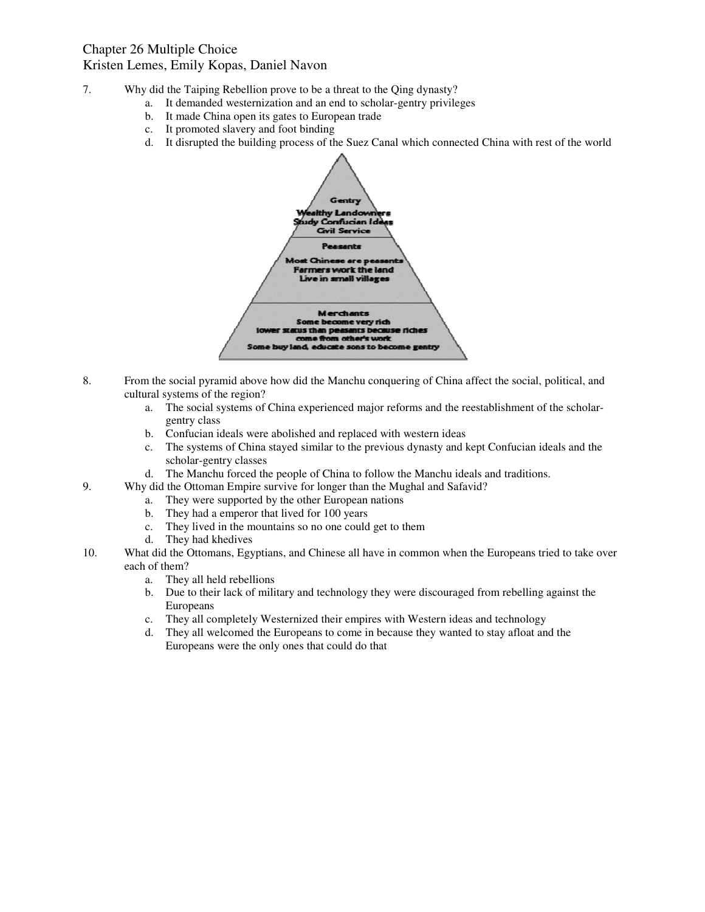Chapter 26 Multiple Choice
Kristen Lemes, Emily Kopas, Daniel Navon

7. Why did the Taiping Rebellion prove to be a threat to the Qing dynasty?
   a. It demanded westernization and an end to scholar-gentry privileges
   b. It made China open its gates to European trade
   c. It promoted slavery and foot binding
   d. It disrupted the building process of the Suez Canal which connected China with rest of the world

Gentry
Wealthy Landowners
Study Confucian Ideas
Civil Service

Peasants
Most Chinese are peasants
Farmers work the land
Live in small villages

Merchants
Some become very rich
lower status than peasants because riches come from other's work
Some buy land, educate sons to become gentry

8. From the social pyramid above how did the Manchu conquering of China affect the social, political, and cultural systems of the region?
   a. The social systems of China experienced major reforms and the reestablishment of the scholar-gentry class
   b. Confucian ideals were abolished and replaced with western ideas
   c. The systems of China stayed similar to the previous dynasty and kept Confucian ideals and the scholar-gentry classes
   d. The Manchu forced the people of China to follow the Manchu ideals and traditions.

9. Why did the Ottoman Empire survive for longer than the Mughal and Safavid?
   a. They were supported by the other European nations
   b. They had a emperor that lived for 100 years
   c. They lived in the mountains so no one could get to them
   d. They had khedives

10. What did the Ottomans, Egyptians, and Chinese all have in common when the Europeans tried to take over each of them?
    a. They all held rebellions
    b. Due to their lack of military and technology they were discouraged from rebelling against the Europeans
    c. They all completely Westernized their empires with Western ideas and technology
    d. They all welcomed the Europeans to come in because they wanted to stay afloat and the Europeans were the only ones that could do that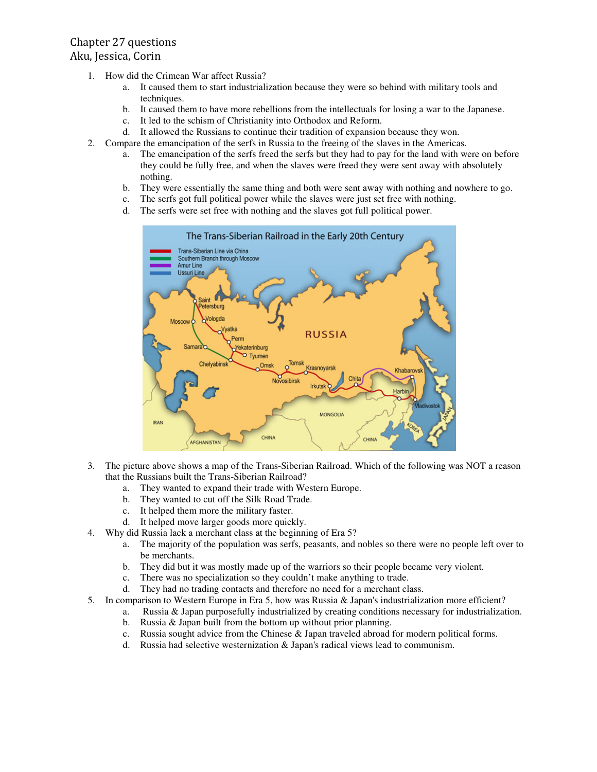Chapter 27 questions
Aku, Jessica, Corin

1. How did the Crimean War affect Russia?
   a. It caused them to start industrialization because they were so behind with military tools and techniques.
   b. It caused them to have more rebellions from the intellectuals for losing a war to the Japanese.
   c. It led to the schism of Christianity into Orthodox and Reform.
   d. It allowed the Russians to continue their tradition of expansion because they won.
2. Compare the emancipation of the serfs in Russia to the freeing of the slaves in the Americas.
   a. The emancipation of the serfs freed the serfs but they had to pay for the land with were on before they could be fully free, and when the slaves were freed they were sent away with absolutely nothing.
   b. They were essentially the same thing and both were sent away with nothing and nowhere to go.
   c. The serfs got full political power while the slaves were just set free with nothing.
   d. The serfs were set free with nothing and the slaves got full political power.
3. The picture above shows a map of the Trans-Siberian Railroad. Which of the following was NOT a reason that the Russians built the Trans-Siberian Railroad?
   a. They wanted to expand their trade with Western Europe.
   b. They wanted to cut off the Silk Road Trade.
   c. It helped them more the military faster.
   d. It helped move larger goods more quickly.
4. Why did Russia lack a merchant class at the beginning of Era 5?
   a. The majority of the population was serfs, peasants, and nobles so there were no people left over to be merchants.
   b. They did but it was mostly made up of the warriors so their people became very violent.
   c. There was no specialization so they couldn't make anything to trade.
   d. They had no trading contacts and therefore no need for a merchant class.
5. In comparison to Western Europe in Era 5, how was Russia & Japan's industrialization more efficient?
   a. Russia & Japan purposefully industrialized by creating conditions necessary for industrialization.
   b. Russia & Japan built from the bottom up without prior planning.
   c. Russia sought advice from the Chinese & Japan traveled abroad for modern political forms.
   d. Russia had selective westernization & Japan's radical views lead to communism.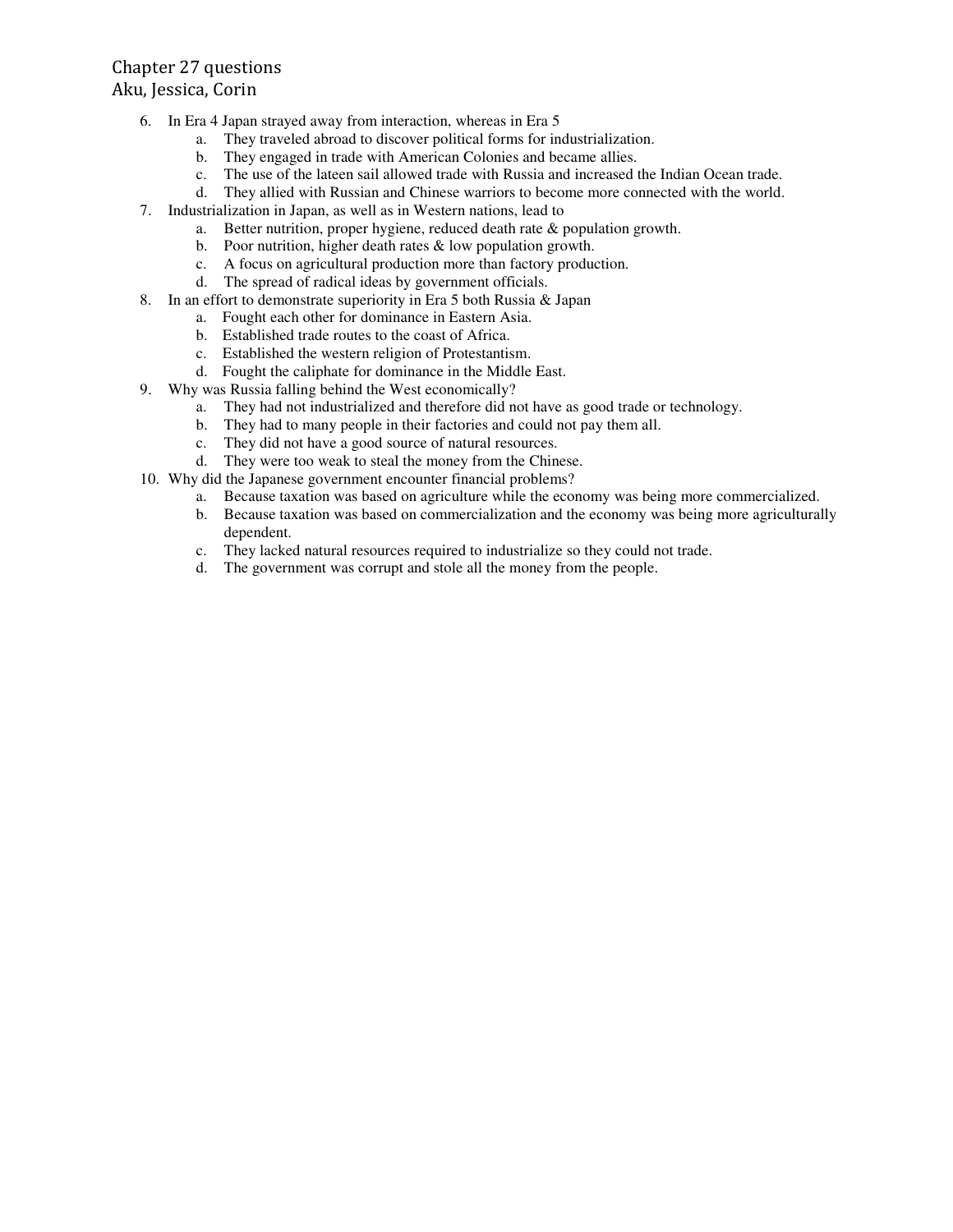Chapter 27 questions
Aku, Jessica, Corin

6. In Era 4 Japan strayed away from interaction, whereas in Era 5
   a. They traveled abroad to discover political forms for industrialization.
   b. They engaged in trade with American Colonies and became allies.
   c. The use of the lateen sail allowed trade with Russia and increased the Indian Ocean trade.
   d. They allied with Russian and Chinese warriors to become more connected with the world.
7. Industrialization in Japan, as well as in Western nations, lead to
   a. Better nutrition, proper hygiene, reduced death rate & population growth.
   b. Poor nutrition, higher death rates & low population growth.
   c. A focus on agricultural production more than factory production.
   d. The spread of radical ideas by government officials.
8. In an effort to demonstrate superiority in Era 5 both Russia & Japan
   a. Fought each other for dominance in Eastern Asia.
   b. Established trade routes to the coast of Africa.
   c. Established the western religion of Protestantism.
   d. Fought the caliphate for dominance in the Middle East.
9. Why was Russia falling behind the West economically?
   a. They had not industrialized and therefore did not have as good trade or technology.
   b. They had to many people in their factories and could not pay them all.
   c. They did not have a good source of natural resources.
   d. They were too weak to steal the money from the Chinese.
10. Why did the Japanese government encounter financial problems?
    a. Because taxation was based on agriculture while the economy was being more commercialized.
    b. Because taxation was based on commercialization and the economy was being more agriculturally dependent.
    c. They lacked natural resources required to industrialize so they could not trade.
    d. The government was corrupt and stole all the money from the people.